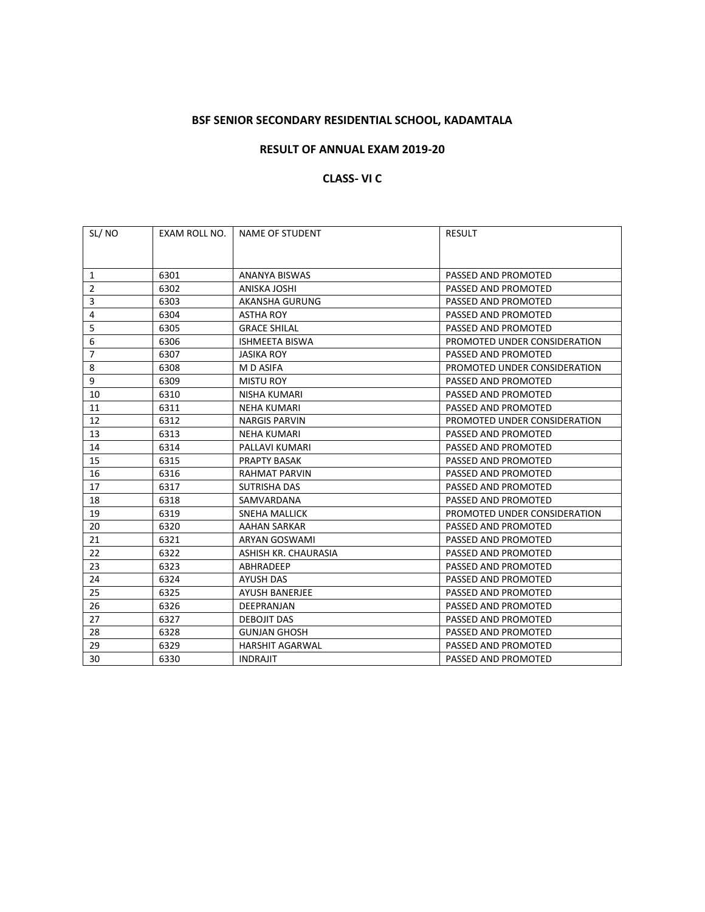**BSF SENIOR SECONDARY RESIDENTIAL SCHOOL, KADAMTALA**

**RESULT OF ANNUAL EXAM 2019-20**

**CLASS- VI C**

| SL/ NO | EXAM ROLL NO. | NAME OF STUDENT | RESULT |
|---|---|---|---|
| 1 | 6301 | ANANYA BISWAS | PASSED AND PROMOTED |
| 2 | 6302 | ANISKA JOSHI | PASSED AND PROMOTED |
| 3 | 6303 | AKANSHA GURUNG | PASSED AND PROMOTED |
| 4 | 6304 | ASTHA ROY | PASSED AND PROMOTED |
| 5 | 6305 | GRACE SHILAL | PASSED AND PROMOTED |
| 6 | 6306 | ISHMEETA BISWA | PROMOTED UNDER CONSIDERATION |
| 7 | 6307 | JASIKA ROY | PASSED AND PROMOTED |
| 8 | 6308 | M D ASIFA | PROMOTED UNDER CONSIDERATION |
| 9 | 6309 | MISTU ROY | PASSED AND PROMOTED |
| 10 | 6310 | NISHA KUMARI | PASSED AND PROMOTED |
| 11 | 6311 | NEHA KUMARI | PASSED AND PROMOTED |
| 12 | 6312 | NARGIS PARVIN | PROMOTED UNDER CONSIDERATION |
| 13 | 6313 | NEHA KUMARI | PASSED AND PROMOTED |
| 14 | 6314 | PALLAVI KUMARI | PASSED AND PROMOTED |
| 15 | 6315 | PRAPTY BASAK | PASSED AND PROMOTED |
| 16 | 6316 | RAHMAT PARVIN | PASSED AND PROMOTED |
| 17 | 6317 | SUTRISHA DAS | PASSED AND PROMOTED |
| 18 | 6318 | SAMVARDANA | PASSED AND PROMOTED |
| 19 | 6319 | SNEHA MALLICK | PROMOTED UNDER CONSIDERATION |
| 20 | 6320 | AAHAN SARKAR | PASSED AND PROMOTED |
| 21 | 6321 | ARYAN GOSWAMI | PASSED AND PROMOTED |
| 22 | 6322 | ASHISH KR. CHAURASIA | PASSED AND PROMOTED |
| 23 | 6323 | ABHRADEEP | PASSED AND PROMOTED |
| 24 | 6324 | AYUSH DAS | PASSED AND PROMOTED |
| 25 | 6325 | AYUSH BANERJEE | PASSED AND PROMOTED |
| 26 | 6326 | DEEPRANJAN | PASSED AND PROMOTED |
| 27 | 6327 | DEBOJIT DAS | PASSED AND PROMOTED |
| 28 | 6328 | GUNJAN GHOSH | PASSED AND PROMOTED |
| 29 | 6329 | HARSHIT AGARWAL | PASSED AND PROMOTED |
| 30 | 6330 | INDRAJIT | PASSED AND PROMOTED |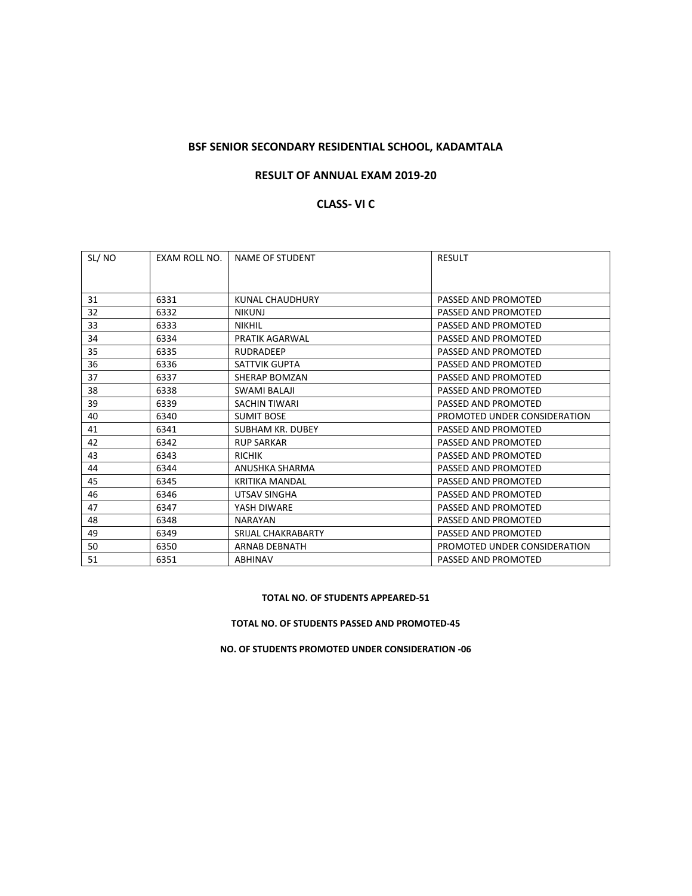## BSF SENIOR SECONDARY RESIDENTIAL SCHOOL, KADAMTALA

## RESULT OF ANNUAL EXAM 2019-20

## CLASS- VI C

| SL/ NO | EXAM ROLL NO. | NAME OF STUDENT | RESULT |
|---|---|---|---|
| 31 | 6331 | KUNAL CHAUDHURY | PASSED AND PROMOTED |
| 32 | 6332 | NIKUNJ | PASSED AND PROMOTED |
| 33 | 6333 | NIKHIL | PASSED AND PROMOTED |
| 34 | 6334 | PRATIK AGARWAL | PASSED AND PROMOTED |
| 35 | 6335 | RUDRADEEP | PASSED AND PROMOTED |
| 36 | 6336 | SATTVIK GUPTA | PASSED AND PROMOTED |
| 37 | 6337 | SHERAP BOMZAN | PASSED AND PROMOTED |
| 38 | 6338 | SWAMI BALAJI | PASSED AND PROMOTED |
| 39 | 6339 | SACHIN TIWARI | PASSED AND PROMOTED |
| 40 | 6340 | SUMIT BOSE | PROMOTED UNDER CONSIDERATION |
| 41 | 6341 | SUBHAM KR. DUBEY | PASSED AND PROMOTED |
| 42 | 6342 | RUP SARKAR | PASSED AND PROMOTED |
| 43 | 6343 | RICHIK | PASSED AND PROMOTED |
| 44 | 6344 | ANUSHKA SHARMA | PASSED AND PROMOTED |
| 45 | 6345 | KRITIKA MANDAL | PASSED AND PROMOTED |
| 46 | 6346 | UTSAV SINGHA | PASSED AND PROMOTED |
| 47 | 6347 | YASH DIWARE | PASSED AND PROMOTED |
| 48 | 6348 | NARAYAN | PASSED AND PROMOTED |
| 49 | 6349 | SRIJAL CHAKRABARTY | PASSED AND PROMOTED |
| 50 | 6350 | ARNAB DEBNATH | PROMOTED UNDER CONSIDERATION |
| 51 | 6351 | ABHINAV | PASSED AND PROMOTED |

**TOTAL NO. OF STUDENTS APPEARED-51**

**TOTAL NO. OF STUDENTS PASSED AND PROMOTED-45**

**NO. OF STUDENTS PROMOTED UNDER CONSIDERATION -06**